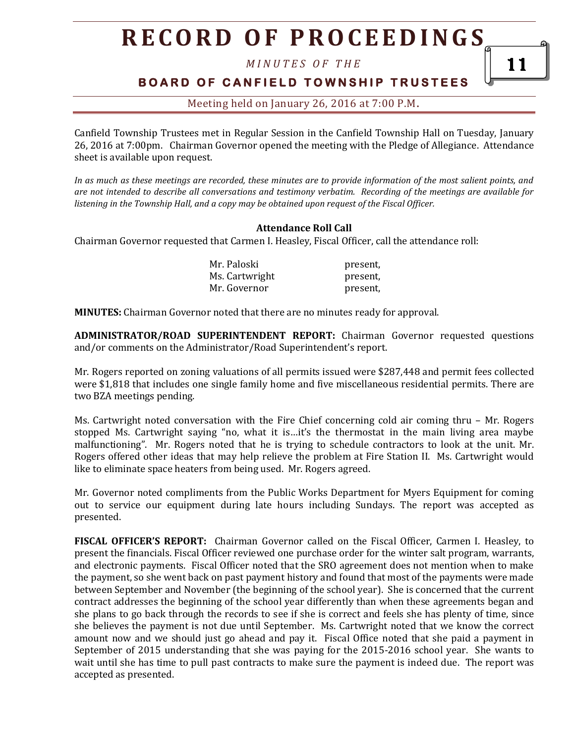Canfield Township Trustees met in Regular Session in the Canfield Township Hall on Tuesday, January 26, 2016 at 7:00pm. Chairman Governor opened the meeting with the Pledge of Allegiance. Attendance sheet is available upon request.

*In as much as these meetings are recorded, these minutes are to provide information of the most salient points, and are not intended to describe all conversations and testimony verbatim. Recording of the meetings are available for listening in the Township Hall, and a copy may be obtained upon request of the Fiscal Officer.*

**Attendance Roll Call**

Chairman Governor requested that Carmen I. Heasley, Fiscal Officer, call the attendance roll:

| | |
|---|---|
| Mr. Paloski | present, |
| Ms. Cartwright | present, |
| Mr. Governor | present, |

**MINUTES:** Chairman Governor noted that there are no minutes ready for approval.

**ADMINISTRATOR/ROAD SUPERINTENDENT REPORT:** Chairman Governor requested questions and/or comments on the Administrator/Road Superintendent's report.

Mr. Rogers reported on zoning valuations of all permits issued were $287,448 and permit fees collected were $1,818 that includes one single family home and five miscellaneous residential permits. There are two BZA meetings pending.

Ms. Cartwright noted conversation with the Fire Chief concerning cold air coming thru – Mr. Rogers stopped Ms. Cartwright saying "no, what it is…it's the thermostat in the main living area maybe malfunctioning". Mr. Rogers noted that he is trying to schedule contractors to look at the unit. Mr. Rogers offered other ideas that may help relieve the problem at Fire Station II. Ms. Cartwright would like to eliminate space heaters from being used. Mr. Rogers agreed.

Mr. Governor noted compliments from the Public Works Department for Myers Equipment for coming out to service our equipment during late hours including Sundays. The report was accepted as presented.

**FISCAL OFFICER'S REPORT:** Chairman Governor called on the Fiscal Officer, Carmen I. Heasley, to present the financials. Fiscal Officer reviewed one purchase order for the winter salt program, warrants, and electronic payments. Fiscal Officer noted that the SRO agreement does not mention when to make the payment, so she went back on past payment history and found that most of the payments were made between September and November (the beginning of the school year). She is concerned that the current contract addresses the beginning of the school year differently than when these agreements began and she plans to go back through the records to see if she is correct and feels she has plenty of time, since she believes the payment is not due until September. Ms. Cartwright noted that we know the correct amount now and we should just go ahead and pay it. Fiscal Office noted that she paid a payment in September of 2015 understanding that she was paying for the 2015-2016 school year. She wants to wait until she has time to pull past contracts to make sure the payment is indeed due. The report was accepted as presented.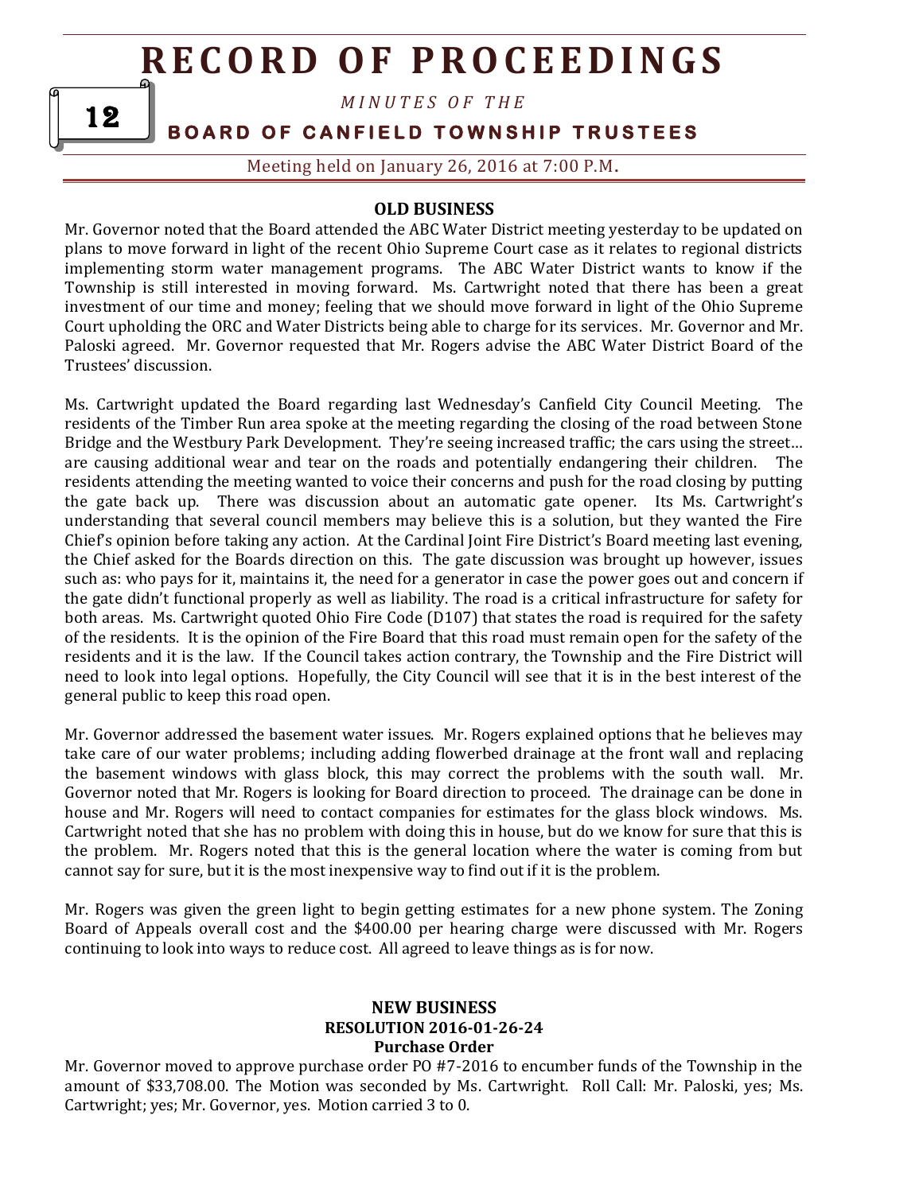## OLD BUSINESS

Mr. Governor noted that the Board attended the ABC Water District meeting yesterday to be updated on plans to move forward in light of the recent Ohio Supreme Court case as it relates to regional districts implementing storm water management programs. The ABC Water District wants to know if the Township is still interested in moving forward. Ms. Cartwright noted that there has been a great investment of our time and money; feeling that we should move forward in light of the Ohio Supreme Court upholding the ORC and Water Districts being able to charge for its services. Mr. Governor and Mr. Paloski agreed. Mr. Governor requested that Mr. Rogers advise the ABC Water District Board of the Trustees' discussion.

Ms. Cartwright updated the Board regarding last Wednesday's Canfield City Council Meeting. The residents of the Timber Run area spoke at the meeting regarding the closing of the road between Stone Bridge and the Westbury Park Development. They're seeing increased traffic; the cars using the street… are causing additional wear and tear on the roads and potentially endangering their children. The residents attending the meeting wanted to voice their concerns and push for the road closing by putting the gate back up. There was discussion about an automatic gate opener. Its Ms. Cartwright's understanding that several council members may believe this is a solution, but they wanted the Fire Chief's opinion before taking any action. At the Cardinal Joint Fire District's Board meeting last evening, the Chief asked for the Boards direction on this. The gate discussion was brought up however, issues such as: who pays for it, maintains it, the need for a generator in case the power goes out and concern if the gate didn't functional properly as well as liability. The road is a critical infrastructure for safety for both areas. Ms. Cartwright quoted Ohio Fire Code (D107) that states the road is required for the safety of the residents. It is the opinion of the Fire Board that this road must remain open for the safety of the residents and it is the law. If the Council takes action contrary, the Township and the Fire District will need to look into legal options. Hopefully, the City Council will see that it is in the best interest of the general public to keep this road open.

Mr. Governor addressed the basement water issues. Mr. Rogers explained options that he believes may take care of our water problems; including adding flowerbed drainage at the front wall and replacing the basement windows with glass block, this may correct the problems with the south wall. Mr. Governor noted that Mr. Rogers is looking for Board direction to proceed. The drainage can be done in house and Mr. Rogers will need to contact companies for estimates for the glass block windows. Ms. Cartwright noted that she has no problem with doing this in house, but do we know for sure that this is the problem. Mr. Rogers noted that this is the general location where the water is coming from but cannot say for sure, but it is the most inexpensive way to find out if it is the problem.

Mr. Rogers was given the green light to begin getting estimates for a new phone system. The Zoning Board of Appeals overall cost and the $400.00 per hearing charge were discussed with Mr. Rogers continuing to look into ways to reduce cost. All agreed to leave things as is for now.

## NEW BUSINESS
### RESOLUTION 2016-01-26-24
### Purchase Order

Mr. Governor moved to approve purchase order PO #7-2016 to encumber funds of the Township in the amount of $33,708.00. The Motion was seconded by Ms. Cartwright. Roll Call: Mr. Paloski, yes; Ms. Cartwright; yes; Mr. Governor, yes. Motion carried 3 to 0.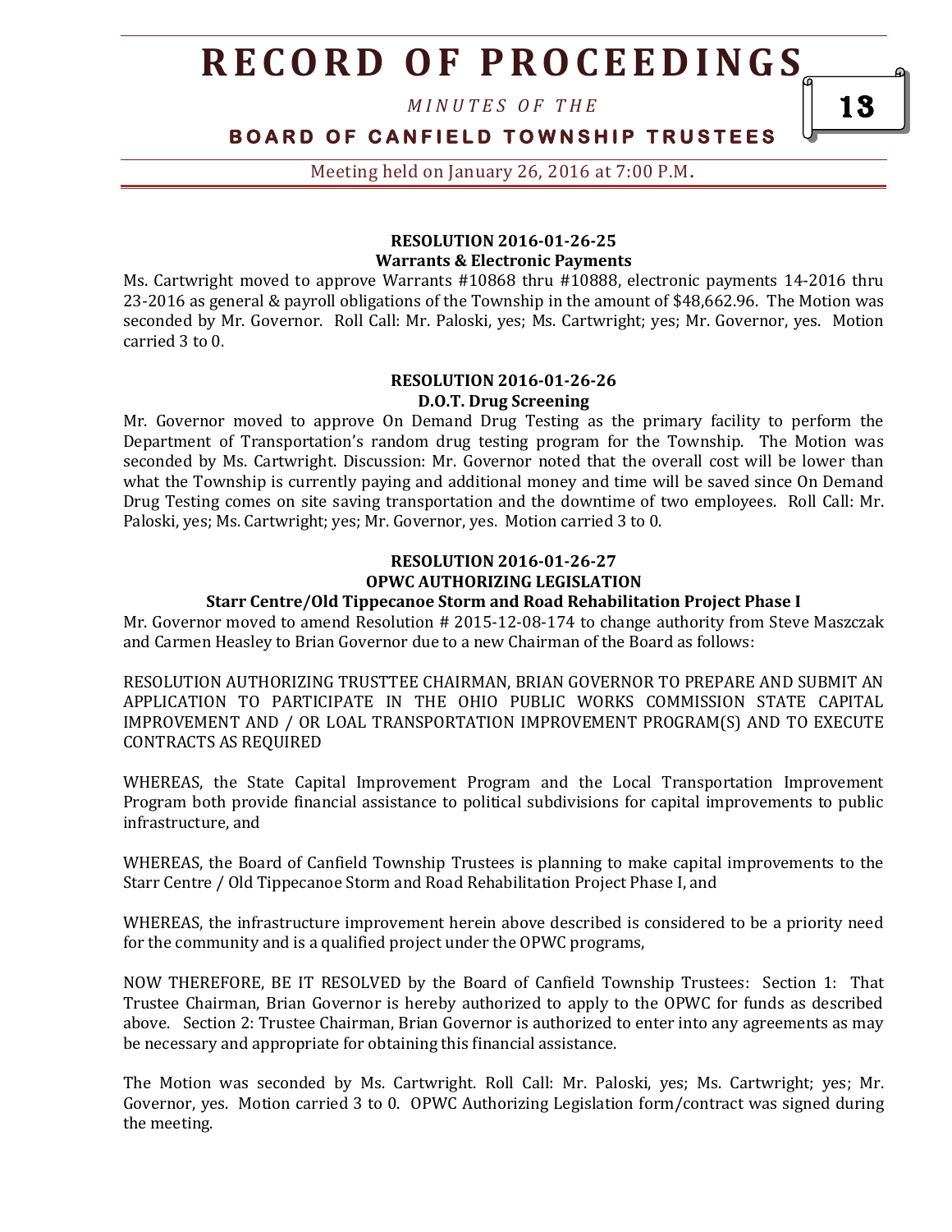#### RESOLUTION 2016-01-26-25
#### Warrants & Electronic Payments

Ms. Cartwright moved to approve Warrants #10868 thru #10888, electronic payments 14-2016 thru 23-2016 as general & payroll obligations of the Township in the amount of $48,662.96. The Motion was seconded by Mr. Governor. Roll Call: Mr. Paloski, yes; Ms. Cartwright; yes; Mr. Governor, yes. Motion carried 3 to 0.

#### RESOLUTION 2016-01-26-26
#### D.O.T. Drug Screening

Mr. Governor moved to approve On Demand Drug Testing as the primary facility to perform the Department of Transportation's random drug testing program for the Township. The Motion was seconded by Ms. Cartwright. Discussion: Mr. Governor noted that the overall cost will be lower than what the Township is currently paying and additional money and time will be saved since On Demand Drug Testing comes on site saving transportation and the downtime of two employees. Roll Call: Mr. Paloski, yes; Ms. Cartwright; yes; Mr. Governor, yes. Motion carried 3 to 0.

#### RESOLUTION 2016-01-26-27
#### OPWC AUTHORIZING LEGISLATION
#### Starr Centre/Old Tippecanoe Storm and Road Rehabilitation Project Phase I

Mr. Governor moved to amend Resolution # 2015-12-08-174 to change authority from Steve Maszczak and Carmen Heasley to Brian Governor due to a new Chairman of the Board as follows:

RESOLUTION AUTHORIZING TRUSTTEE CHAIRMAN, BRIAN GOVERNOR TO PREPARE AND SUBMIT AN APPLICATION TO PARTICIPATE IN THE OHIO PUBLIC WORKS COMMISSION STATE CAPITAL IMPROVEMENT AND / OR LOAL TRANSPORTATION IMPROVEMENT PROGRAM(S) AND TO EXECUTE CONTRACTS AS REQUIRED

WHEREAS, the State Capital Improvement Program and the Local Transportation Improvement Program both provide financial assistance to political subdivisions for capital improvements to public infrastructure, and

WHEREAS, the Board of Canfield Township Trustees is planning to make capital improvements to the Starr Centre / Old Tippecanoe Storm and Road Rehabilitation Project Phase I, and

WHEREAS, the infrastructure improvement herein above described is considered to be a priority need for the community and is a qualified project under the OPWC programs,

NOW THEREFORE, BE IT RESOLVED by the Board of Canfield Township Trustees: Section 1: That Trustee Chairman, Brian Governor is hereby authorized to apply to the OPWC for funds as described above. Section 2: Trustee Chairman, Brian Governor is authorized to enter into any agreements as may be necessary and appropriate for obtaining this financial assistance.

The Motion was seconded by Ms. Cartwright. Roll Call: Mr. Paloski, yes; Ms. Cartwright; yes; Mr. Governor, yes. Motion carried 3 to 0. OPWC Authorizing Legislation form/contract was signed during the meeting.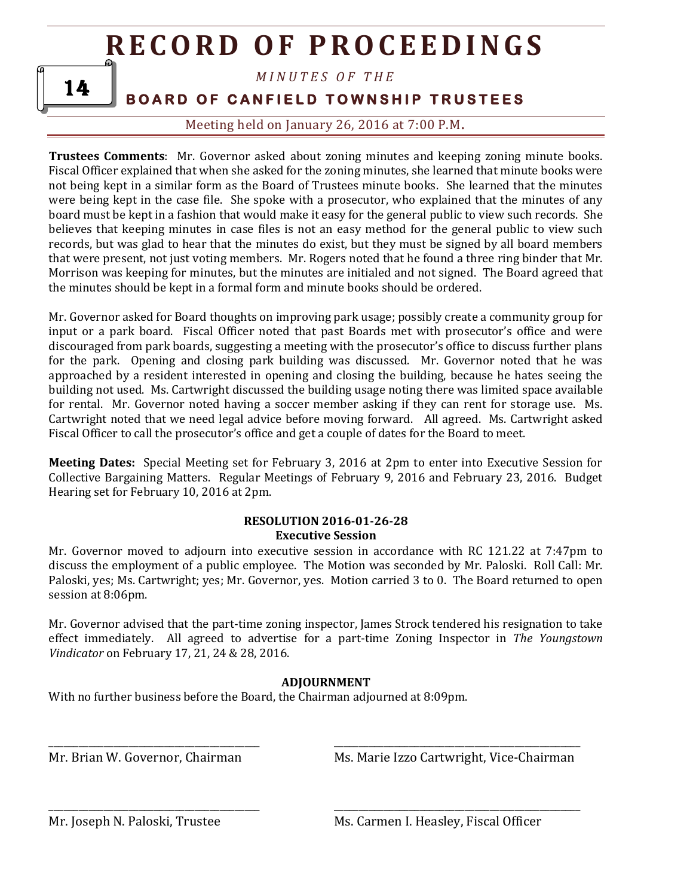**Trustees Comments**: Mr. Governor asked about zoning minutes and keeping zoning minute books. Fiscal Officer explained that when she asked for the zoning minutes, she learned that minute books were not being kept in a similar form as the Board of Trustees minute books. She learned that the minutes were being kept in the case file. She spoke with a prosecutor, who explained that the minutes of any board must be kept in a fashion that would make it easy for the general public to view such records. She believes that keeping minutes in case files is not an easy method for the general public to view such records, but was glad to hear that the minutes do exist, but they must be signed by all board members that were present, not just voting members. Mr. Rogers noted that he found a three ring binder that Mr. Morrison was keeping for minutes, but the minutes are initialed and not signed. The Board agreed that the minutes should be kept in a formal form and minute books should be ordered.

Mr. Governor asked for Board thoughts on improving park usage; possibly create a community group for input or a park board. Fiscal Officer noted that past Boards met with prosecutor's office and were discouraged from park boards, suggesting a meeting with the prosecutor's office to discuss further plans for the park. Opening and closing park building was discussed. Mr. Governor noted that he was approached by a resident interested in opening and closing the building, because he hates seeing the building not used. Ms. Cartwright discussed the building usage noting there was limited space available for rental. Mr. Governor noted having a soccer member asking if they can rent for storage use. Ms. Cartwright noted that we need legal advice before moving forward. All agreed. Ms. Cartwright asked Fiscal Officer to call the prosecutor's office and get a couple of dates for the Board to meet.

**Meeting Dates:** Special Meeting set for February 3, 2016 at 2pm to enter into Executive Session for Collective Bargaining Matters. Regular Meetings of February 9, 2016 and February 23, 2016. Budget Hearing set for February 10, 2016 at 2pm.

**RESOLUTION 2016-01-26-28**
**Executive Session**

Mr. Governor moved to adjourn into executive session in accordance with RC 121.22 at 7:47pm to discuss the employment of a public employee. The Motion was seconded by Mr. Paloski. Roll Call: Mr. Paloski, yes; Ms. Cartwright; yes; Mr. Governor, yes. Motion carried 3 to 0. The Board returned to open session at 8:06pm.

Mr. Governor advised that the part-time zoning inspector, James Strock tendered his resignation to take effect immediately. All agreed to advertise for a part-time Zoning Inspector in *The Youngstown Vindicator* on February 17, 21, 24 & 28, 2016.

**ADJOURNMENT**

With no further business before the Board, the Chairman adjourned at 8:09pm.

_______________________________________
Mr. Brian W. Governor, Chairman

_______________________________________
Ms. Marie Izzo Cartwright, Vice-Chairman

_______________________________________
Mr. Joseph N. Paloski, Trustee

_______________________________________
Ms. Carmen I. Heasley, Fiscal Officer